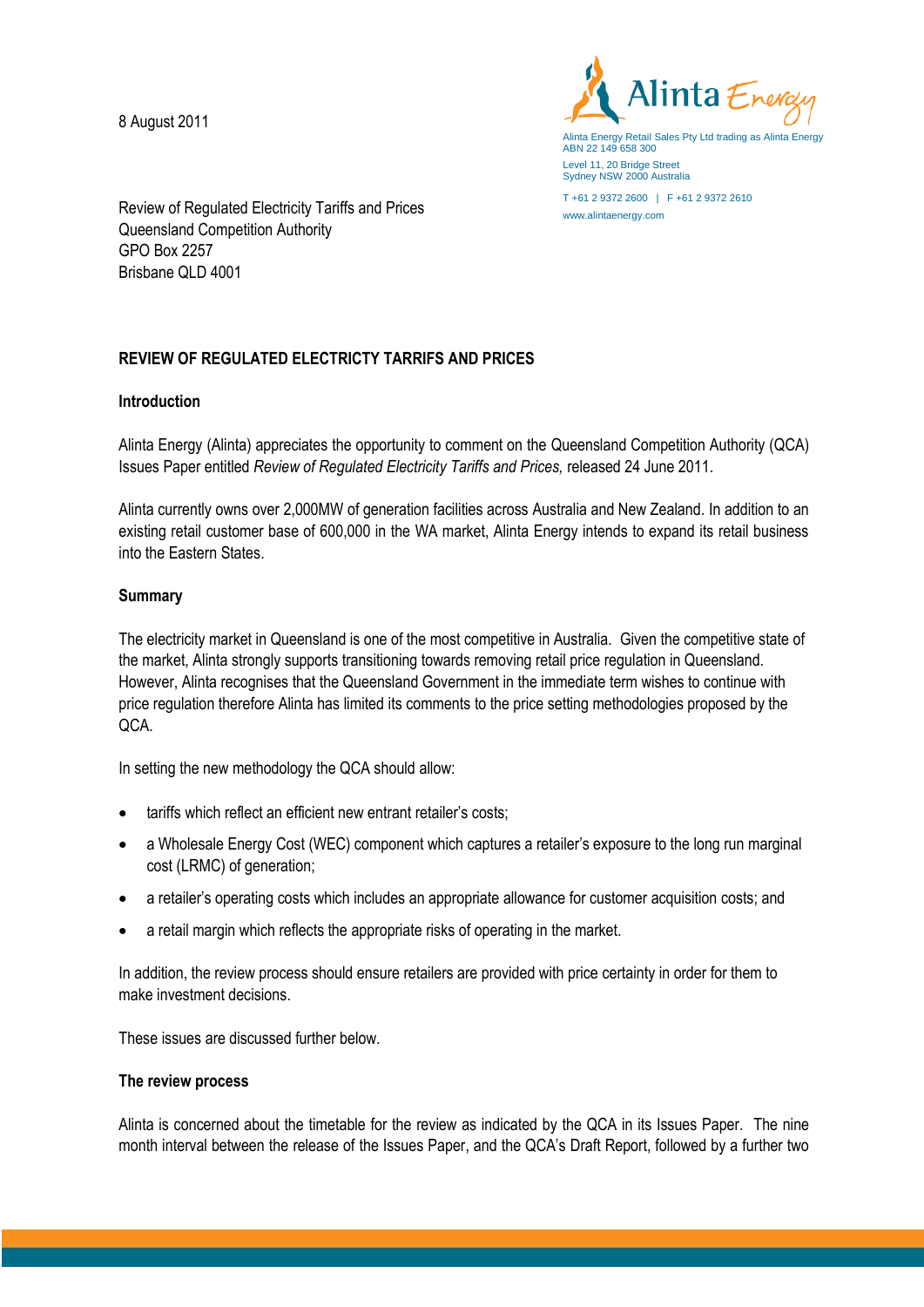8 August 2011

Alinta Energy Retail Sales Pty Ltd trading as Alinta Energy
ABN 22 149 658 300
Level 11, 20 Bridge Street
Sydney NSW 2000 Australia
T +61 2 9372 2600 | F +61 2 9372 2610
www.alintaenergy.com

Review of Regulated Electricity Tariffs and Prices
Queensland Competition Authority
GPO Box 2257
Brisbane QLD 4001

**REVIEW OF REGULATED ELECTRICTY TARRIFS AND PRICES**

**Introduction**

Alinta Energy (Alinta) appreciates the opportunity to comment on the Queensland Competition Authority (QCA) Issues Paper entitled *Review of Regulated Electricity Tariffs and Prices,* released 24 June 2011.

Alinta currently owns over 2,000MW of generation facilities across Australia and New Zealand. In addition to an existing retail customer base of 600,000 in the WA market, Alinta Energy intends to expand its retail business into the Eastern States.

**Summary**

The electricity market in Queensland is one of the most competitive in Australia. Given the competitive state of the market, Alinta strongly supports transitioning towards removing retail price regulation in Queensland. However, Alinta recognises that the Queensland Government in the immediate term wishes to continue with price regulation therefore Alinta has limited its comments to the price setting methodologies proposed by the QCA.

In setting the new methodology the QCA should allow:

- tariffs which reflect an efficient new entrant retailer's costs;
- a Wholesale Energy Cost (WEC) component which captures a retailer's exposure to the long run marginal cost (LRMC) of generation;
- a retailer's operating costs which includes an appropriate allowance for customer acquisition costs; and
- a retail margin which reflects the appropriate risks of operating in the market.

In addition, the review process should ensure retailers are provided with price certainty in order for them to make investment decisions.

These issues are discussed further below.

**The review process**

Alinta is concerned about the timetable for the review as indicated by the QCA in its Issues Paper. The nine month interval between the release of the Issues Paper, and the QCA's Draft Report, followed by a further two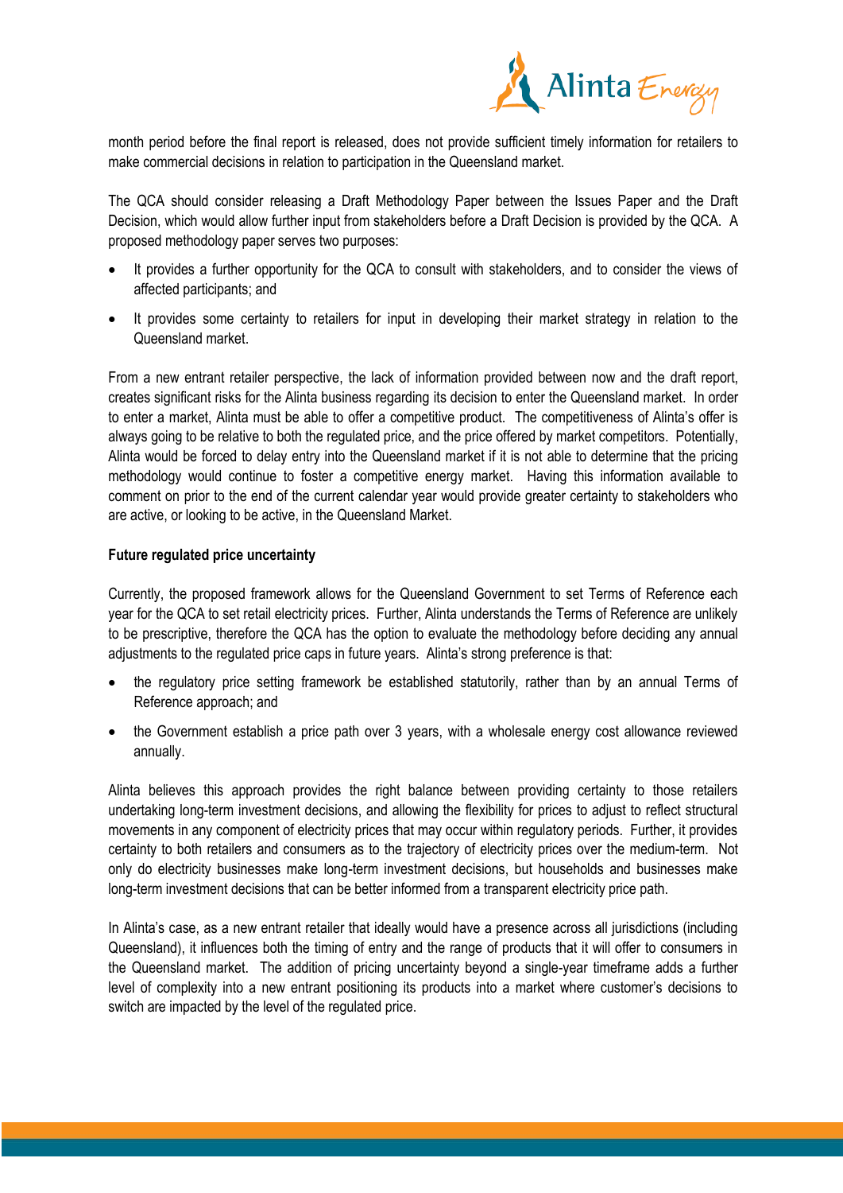month period before the final report is released, does not provide sufficient timely information for retailers to make commercial decisions in relation to participation in the Queensland market.

The QCA should consider releasing a Draft Methodology Paper between the Issues Paper and the Draft Decision, which would allow further input from stakeholders before a Draft Decision is provided by the QCA. A proposed methodology paper serves two purposes:

- It provides a further opportunity for the QCA to consult with stakeholders, and to consider the views of affected participants; and
- It provides some certainty to retailers for input in developing their market strategy in relation to the Queensland market.

From a new entrant retailer perspective, the lack of information provided between now and the draft report, creates significant risks for the Alinta business regarding its decision to enter the Queensland market. In order to enter a market, Alinta must be able to offer a competitive product. The competitiveness of Alinta's offer is always going to be relative to both the regulated price, and the price offered by market competitors. Potentially, Alinta would be forced to delay entry into the Queensland market if it is not able to determine that the pricing methodology would continue to foster a competitive energy market. Having this information available to comment on prior to the end of the current calendar year would provide greater certainty to stakeholders who are active, or looking to be active, in the Queensland Market.

**Future regulated price uncertainty**

Currently, the proposed framework allows for the Queensland Government to set Terms of Reference each year for the QCA to set retail electricity prices. Further, Alinta understands the Terms of Reference are unlikely to be prescriptive, therefore the QCA has the option to evaluate the methodology before deciding any annual adjustments to the regulated price caps in future years. Alinta's strong preference is that:

- the regulatory price setting framework be established statutorily, rather than by an annual Terms of Reference approach; and
- the Government establish a price path over 3 years, with a wholesale energy cost allowance reviewed annually.

Alinta believes this approach provides the right balance between providing certainty to those retailers undertaking long-term investment decisions, and allowing the flexibility for prices to adjust to reflect structural movements in any component of electricity prices that may occur within regulatory periods. Further, it provides certainty to both retailers and consumers as to the trajectory of electricity prices over the medium-term. Not only do electricity businesses make long-term investment decisions, but households and businesses make long-term investment decisions that can be better informed from a transparent electricity price path.

In Alinta's case, as a new entrant retailer that ideally would have a presence across all jurisdictions (including Queensland), it influences both the timing of entry and the range of products that it will offer to consumers in the Queensland market. The addition of pricing uncertainty beyond a single-year timeframe adds a further level of complexity into a new entrant positioning its products into a market where customer's decisions to switch are impacted by the level of the regulated price.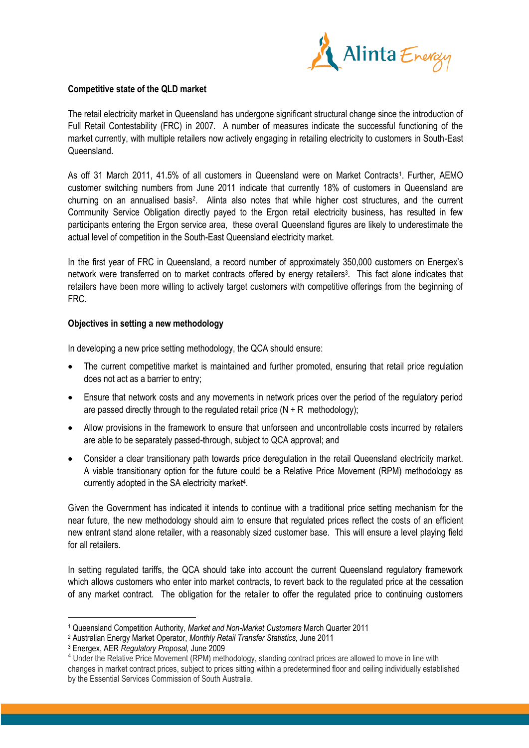**Competitive state of the QLD market**

The retail electricity market in Queensland has undergone significant structural change since the introduction of Full Retail Contestability (FRC) in 2007. A number of measures indicate the successful functioning of the market currently, with multiple retailers now actively engaging in retailing electricity to customers in South-East Queensland.

As off 31 March 2011, 41.5% of all customers in Queensland were on Market Contracts[1]. Further, AEMO customer switching numbers from June 2011 indicate that currently 18% of customers in Queensland are churning on an annualised basis[2]. Alinta also notes that while higher cost structures, and the current Community Service Obligation directly payed to the Ergon retail electricity business, has resulted in few participants entering the Ergon service area, these overall Queensland figures are likely to underestimate the actual level of competition in the South-East Queensland electricity market.

In the first year of FRC in Queensland, a record number of approximately 350,000 customers on Energex's network were transferred on to market contracts offered by energy retailers[3]. This fact alone indicates that retailers have been more willing to actively target customers with competitive offerings from the beginning of FRC.

**Objectives in setting a new methodology**

In developing a new price setting methodology, the QCA should ensure:

- The current competitive market is maintained and further promoted, ensuring that retail price regulation does not act as a barrier to entry;
- Ensure that network costs and any movements in network prices over the period of the regulatory period are passed directly through to the regulated retail price (N + R methodology);
- Allow provisions in the framework to ensure that unforseen and uncontrollable costs incurred by retailers are able to be separately passed-through, subject to QCA approval; and
- Consider a clear transitionary path towards price deregulation in the retail Queensland electricity market. A viable transitionary option for the future could be a Relative Price Movement (RPM) methodology as currently adopted in the SA electricity market[4].

Given the Government has indicated it intends to continue with a traditional price setting mechanism for the near future, the new methodology should aim to ensure that regulated prices reflect the costs of an efficient new entrant stand alone retailer, with a reasonably sized customer base. This will ensure a level playing field for all retailers.

In setting regulated tariffs, the QCA should take into account the current Queensland regulatory framework which allows customers who enter into market contracts, to revert back to the regulated price at the cessation of any market contract. The obligation for the retailer to offer the regulated price to continuing customers

---

[1] Queensland Competition Authority, *Market and Non-Market Customers* March Quarter 2011

[2] Australian Energy Market Operator, *Monthly Retail Transfer Statistics,* June 2011

[3] Energex, AER *Regulatory Proposal,* June 2009

[4] Under the Relative Price Movement (RPM) methodology, standing contract prices are allowed to move in line with changes in market contract prices, subject to prices sitting within a predetermined floor and ceiling individually established by the Essential Services Commission of South Australia.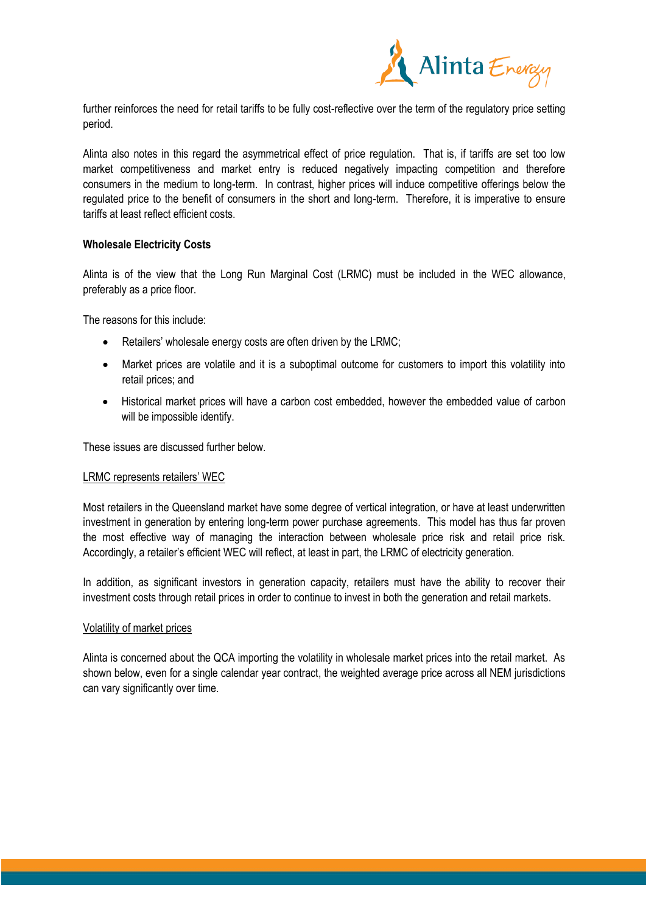further reinforces the need for retail tariffs to be fully cost-reflective over the term of the regulatory price setting period.

Alinta also notes in this regard the asymmetrical effect of price regulation. That is, if tariffs are set too low market competitiveness and market entry is reduced negatively impacting competition and therefore consumers in the medium to long-term. In contrast, higher prices will induce competitive offerings below the regulated price to the benefit of consumers in the short and long-term. Therefore, it is imperative to ensure tariffs at least reflect efficient costs.

**Wholesale Electricity Costs**

Alinta is of the view that the Long Run Marginal Cost (LRMC) must be included in the WEC allowance, preferably as a price floor.

The reasons for this include:

- Retailers' wholesale energy costs are often driven by the LRMC;
- Market prices are volatile and it is a suboptimal outcome for customers to import this volatility into retail prices; and
- Historical market prices will have a carbon cost embedded, however the embedded value of carbon will be impossible identify.

These issues are discussed further below.

<u>LRMC represents retailers' WEC</u>

Most retailers in the Queensland market have some degree of vertical integration, or have at least underwritten investment in generation by entering long-term power purchase agreements. This model has thus far proven the most effective way of managing the interaction between wholesale price risk and retail price risk. Accordingly, a retailer's efficient WEC will reflect, at least in part, the LRMC of electricity generation.

In addition, as significant investors in generation capacity, retailers must have the ability to recover their investment costs through retail prices in order to continue to invest in both the generation and retail markets.

<u>Volatility of market prices</u>

Alinta is concerned about the QCA importing the volatility in wholesale market prices into the retail market. As shown below, even for a single calendar year contract, the weighted average price across all NEM jurisdictions can vary significantly over time.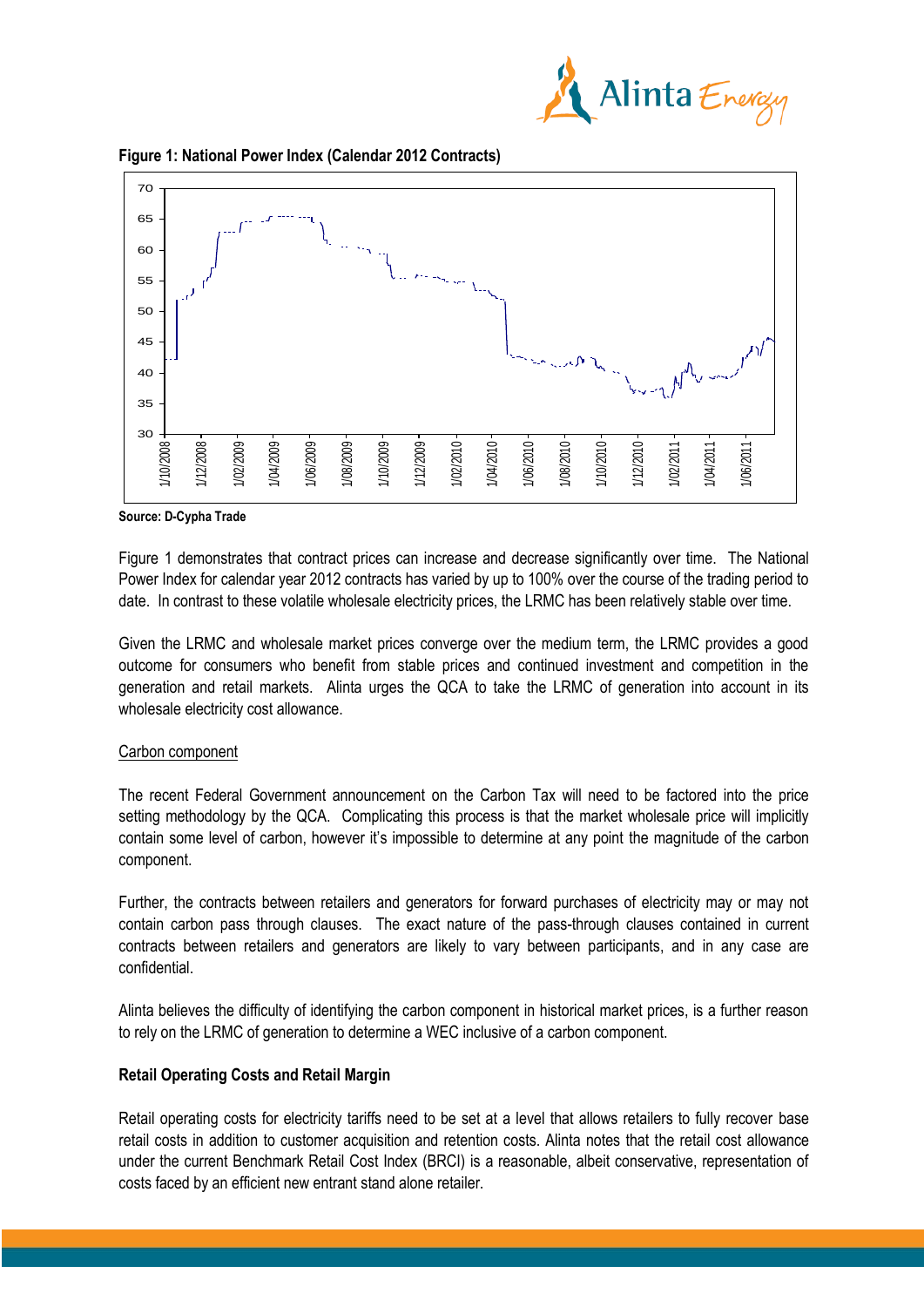**Figure 1: National Power Index (Calendar 2012 Contracts)**

Source: D-Cypha Trade

Figure 1 demonstrates that contract prices can increase and decrease significantly over time. The National Power Index for calendar year 2012 contracts has varied by up to 100% over the course of the trading period to date. In contrast to these volatile wholesale electricity prices, the LRMC has been relatively stable over time.

Given the LRMC and wholesale market prices converge over the medium term, the LRMC provides a good outcome for consumers who benefit from stable prices and continued investment and competition in the generation and retail markets. Alinta urges the QCA to take the LRMC of generation into account in its wholesale electricity cost allowance.

Carbon component

The recent Federal Government announcement on the Carbon Tax will need to be factored into the price setting methodology by the QCA. Complicating this process is that the market wholesale price will implicitly contain some level of carbon, however it's impossible to determine at any point the magnitude of the carbon component.

Further, the contracts between retailers and generators for forward purchases of electricity may or may not contain carbon pass through clauses. The exact nature of the pass-through clauses contained in current contracts between retailers and generators are likely to vary between participants, and in any case are confidential.

Alinta believes the difficulty of identifying the carbon component in historical market prices, is a further reason to rely on the LRMC of generation to determine a WEC inclusive of a carbon component.

**Retail Operating Costs and Retail Margin**

Retail operating costs for electricity tariffs need to be set at a level that allows retailers to fully recover base retail costs in addition to customer acquisition and retention costs. Alinta notes that the retail cost allowance under the current Benchmark Retail Cost Index (BRCI) is a reasonable, albeit conservative, representation of costs faced by an efficient new entrant stand alone retailer.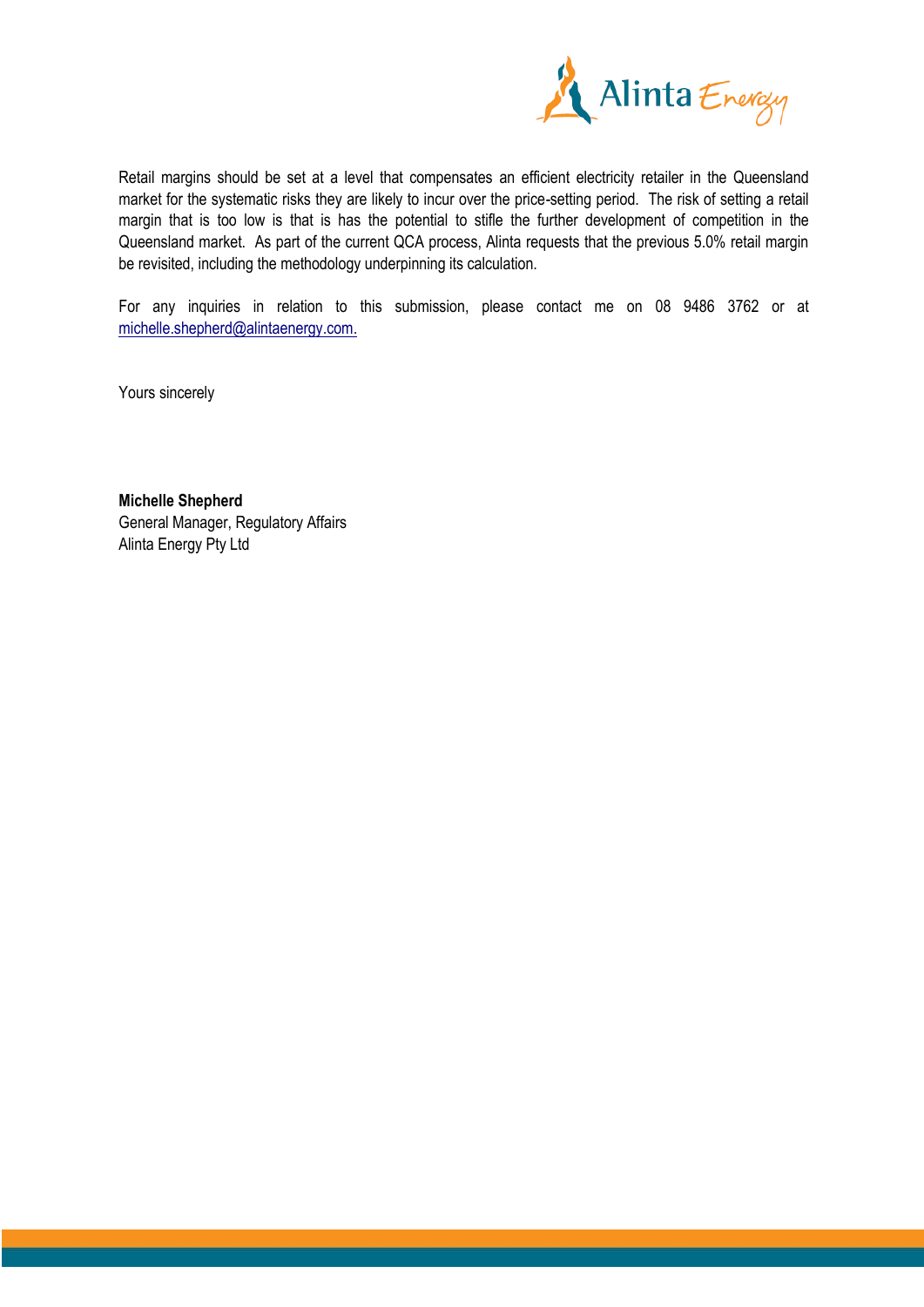Retail margins should be set at a level that compensates an efficient electricity retailer in the Queensland market for the systematic risks they are likely to incur over the price-setting period. The risk of setting a retail margin that is too low is that is has the potential to stifle the further development of competition in the Queensland market. As part of the current QCA process, Alinta requests that the previous 5.0% retail margin be revisited, including the methodology underpinning its calculation.

For any inquiries in relation to this submission, please contact me on 08 9486 3762 or at michelle.shepherd@alintaenergy.com.

Yours sincerely

**Michelle Shepherd**
General Manager, Regulatory Affairs
Alinta Energy Pty Ltd